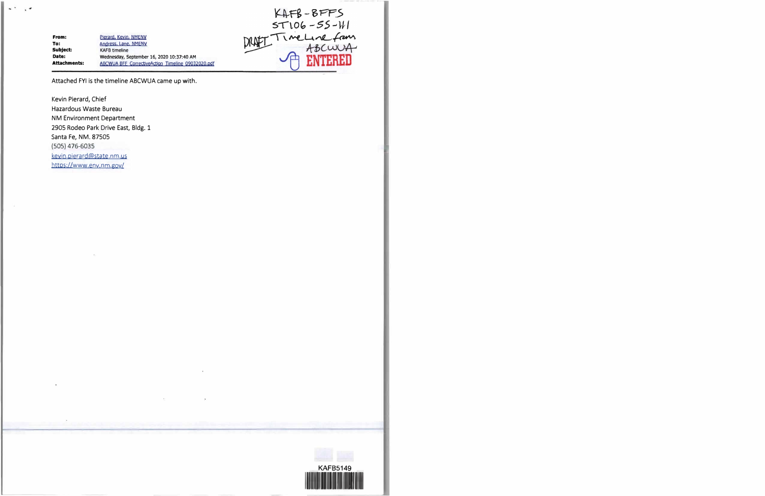KAFB-BFFS
ST106-SS-1.1
DRAFT Timeline from ABCWUA

ENTERED

| | |
|---|---|
| **From:** | Pierard, Kevin, NMENV |
| **To:** | Andress, Lane, NMENV |
| **Subject:** | KAFB timeline |
| **Date:** | Wednesday, September 16, 2020 10:37:40 AM |
| **Attachments:** | ABCWUA BFF CorrectiveAction Timeline 09032020.pdf |

Attached FYI is the timeline ABCWUA came up with.

Kevin Pierard, Chief
Hazardous Waste Bureau
NM Environment Department
2905 Rodeo Park Drive East, Bldg. 1
Santa Fe, NM. 87505
(505) 476-6035
kevin.pierard@state.nm.us
https://www.env.nm.gov/

KAFB5149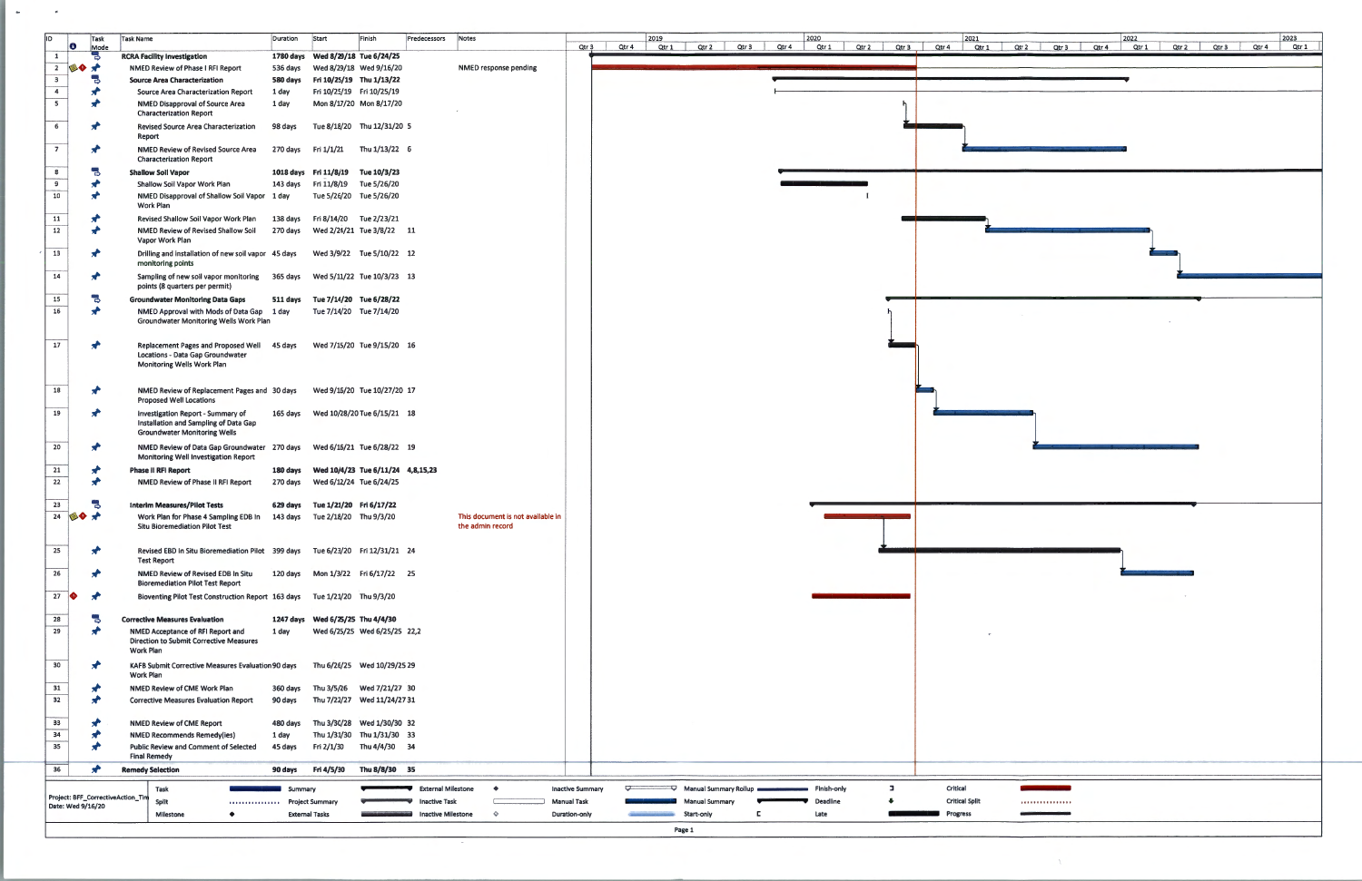| ID | Task Mode | Task Name | Duration | Start | Finish | Predecessors | Notes |
|---|---|---|---|---|---|---|---|
| 1 | | **RCRA Facility Investigation** | **1780 days** | **Wed 8/29/18** | **Tue 6/24/25** | | |
| 2 | | NMED Review of Phase I RFI Report | 536 days | Wed 8/29/18 | Wed 9/16/20 | | NMED response pending |
| 3 | | **Source Area Characterization** | **580 days** | **Fri 10/25/19** | **Thu 1/13/22** | | |
| 4 | | Source Area Characterization Report | 1 day | Fri 10/25/19 | Fri 10/25/19 | | |
| 5 | | NMED Disapproval of Source Area Characterization Report | 1 day | Mon 8/17/20 | Mon 8/17/20 | | |
| 6 | | Revised Source Area Characterization Report | 98 days | Tue 8/18/20 | Thu 12/31/20 | 5 | |
| 7 | | NMED Review of Revised Source Area Characterization Report | 270 days | Fri 1/1/21 | Thu 1/13/22 | 6 | |
| 8 | | **Shallow Soil Vapor** | **1018 days** | **Fri 11/8/19** | **Tue 10/3/23** | | |
| 9 | | Shallow Soil Vapor Work Plan | 143 days | Fri 11/8/19 | Tue 5/26/20 | | |
| 10 | | NMED Disapproval of Shallow Soil Vapor Work Plan | 1 day | Tue 5/26/20 | Tue 5/26/20 | | |
| 11 | | Revised Shallow Soil Vapor Work Plan | 138 days | Fri 8/14/20 | Tue 2/23/21 | | |
| 12 | | NMED Review of Revised Shallow Soil Vapor Work Plan | 270 days | Wed 2/24/21 | Tue 3/8/22 | 11 | |
| 13 | | Drilling and installation of new soil vapor monitoring points | 45 days | Wed 3/9/22 | Tue 5/10/22 | 12 | |
| 14 | | Sampling of new soil vapor monitoring points (8 quarters per permit) | 365 days | Wed 5/11/22 | Tue 10/3/23 | 13 | |
| 15 | | **Groundwater Monitoring Data Gaps** | **511 days** | **Tue 7/14/20** | **Tue 6/28/22** | | |
| 16 | | NMED Approval with Mods of Data Gap Groundwater Monitoring Wells Work Plan | 1 day | Tue 7/14/20 | Tue 7/14/20 | | |
| 17 | | Replacement Pages and Proposed Well Locations - Data Gap Groundwater Monitoring Wells Work Plan | 45 days | Wed 7/15/20 | Tue 9/15/20 | 16 | |
| 18 | | NMED Review of Replacement Pages and Proposed Well Locations | 30 days | Wed 9/16/20 | Tue 10/27/20 | 17 | |
| 19 | | Investigation Report - Summary of Installation and Sampling of Data Gap Groundwater Monitoring Wells | 165 days | Wed 10/28/20 | Tue 6/15/21 | 18 | |
| 20 | | NMED Review of Data Gap Groundwater Monitoring Well Investigation Report | 270 days | Wed 6/16/21 | Tue 6/28/22 | 19 | |
| 21 | | **Phase II RFI Report** | **180 days** | **Wed 10/4/23** | **Tue 6/11/24** | **4,8,15,23** | |
| 22 | | NMED Review of Phase II RFI Report | 270 days | Wed 6/12/24 | Tue 6/24/25 | | |
| 23 | | **Interim Measures/Pilot Tests** | **629 days** | **Tue 1/21/20** | **Fri 6/17/22** | | |
| 24 | | Work Plan for Phase 4 Sampling EDB In Situ Bioremediation Pilot Test | 143 days | Tue 2/18/20 | Thu 9/3/20 | | This document is not available in the admin record |
| 25 | | Revised EBD In Situ Bioremediation Pilot Test Report | 399 days | Tue 6/23/20 | Fri 12/31/21 | 24 | |
| 26 | | NMED Review of Revised EDB In Situ Bioremediation Pilot Test Report | 120 days | Mon 1/3/22 | Fri 6/17/22 | 25 | |
| 27 | | Bioventing Pilot Test Construction Report | 163 days | Tue 1/21/20 | Thu 9/3/20 | | |
| 28 | | **Corrective Measures Evaluation** | **1247 days** | **Wed 6/25/25** | **Thu 4/4/30** | | |
| 29 | | NMED Acceptance of RFI Report and Direction to Submit Corrective Measures Work Plan | 1 day | Wed 6/25/25 | Wed 6/25/25 | 22,2 | |
| 30 | | KAFB Submit Corrective Measures Evaluation Work Plan | 90 days | Thu 6/26/25 | Wed 10/29/25 | 29 | |
| 31 | | NMED Review of CME Work Plan | 360 days | Thu 3/5/26 | Wed 7/21/27 | 30 | |
| 32 | | Corrective Measures Evaluation Report | 90 days | Thu 7/22/27 | Wed 11/24/27 | 31 | |
| 33 | | NMED Review of CME Report | 480 days | Thu 3/30/28 | Wed 1/30/30 | 32 | |
| 34 | | NMED Recommends Remedy(ies) | 1 day | Thu 1/31/30 | Thu 1/31/30 | 33 | |
| 35 | | Public Review and Comment of Selected Final Remedy | 45 days | Fri 2/1/30 | Thu 4/4/30 | 34 | |
| 36 | | **Remedy Selection** | **90 days** | **Fri 4/5/30** | **Thu 8/8/30** | **35** | |

Project: BFF_CorrectiveAction_Tim
Date: Wed 9/16/20

Legend: Task; Split; Milestone; Summary; Project Summary; External Tasks; External Milestone; Inactive Task; Inactive Milestone; Inactive Summary; Manual Task; Duration-only; Manual Summary Rollup; Manual Summary; Start-only; Finish-only; Deadline; Late; Critical; Critical Split; Progress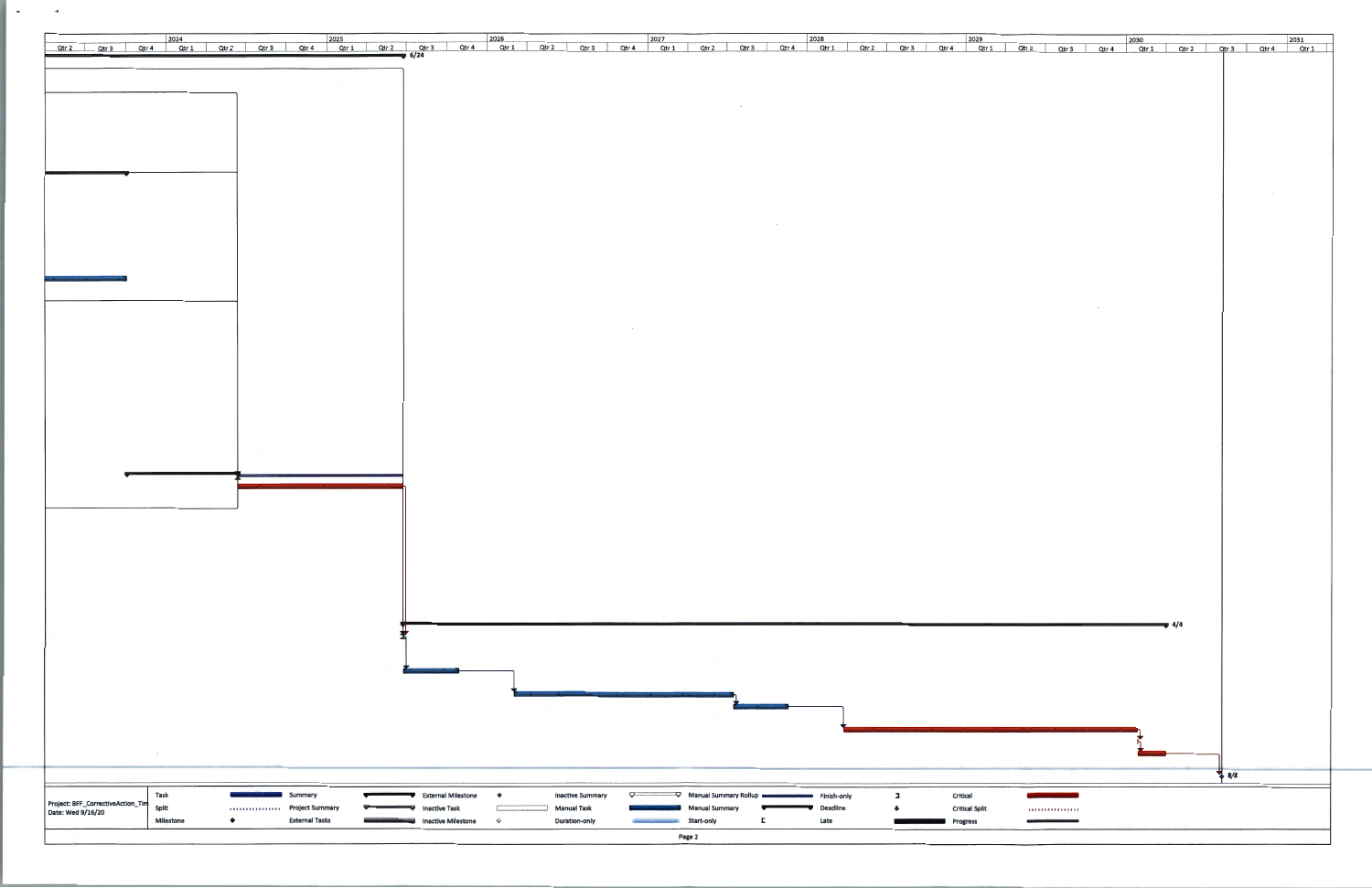2024 | 2025 | 2026 | 2027 | 2028 | 2029 | 2030 | 2031

Qtr 2 | Qtr 3 | Qtr 4 | Qtr 1 | Qtr 2 | Qtr 3 | Qtr 4 | Qtr 1 | Qtr 2 | Qtr 3 | Qtr 4 | Qtr 1 | Qtr 2 | Qtr 3 | Qtr 4 | Qtr 1 | Qtr 2 | Qtr 3 | Qtr 4 | Qtr 1 | Qtr 2 | Qtr 3 | Qtr 4 | Qtr 1 | Qtr 2 | Qtr 3 | Qtr 4 | Qtr 1 | Qtr 2 | Qtr 3 | Qtr 4 | Qtr 1

6/24

4/4

8/8

Project: BFF_CorrectiveAction_Tim
Date: Wed 9/16/20

| | | | | | | | | | | | |
|---|---|---|---|---|---|---|---|---|---|---|---|
| Task | | Summary | | External Milestone | | Inactive Summary | | Manual Summary Rollup | | Finish-only | |
| Split | | Project Summary | | Inactive Task | | Manual Task | | Manual Summary | | Deadline | |
| Milestone | | External Tasks | | Inactive Milestone | | Duration-only | | Start-only | | Late | |
| Critical | | Critical Split | | Progress | | | | | | | |